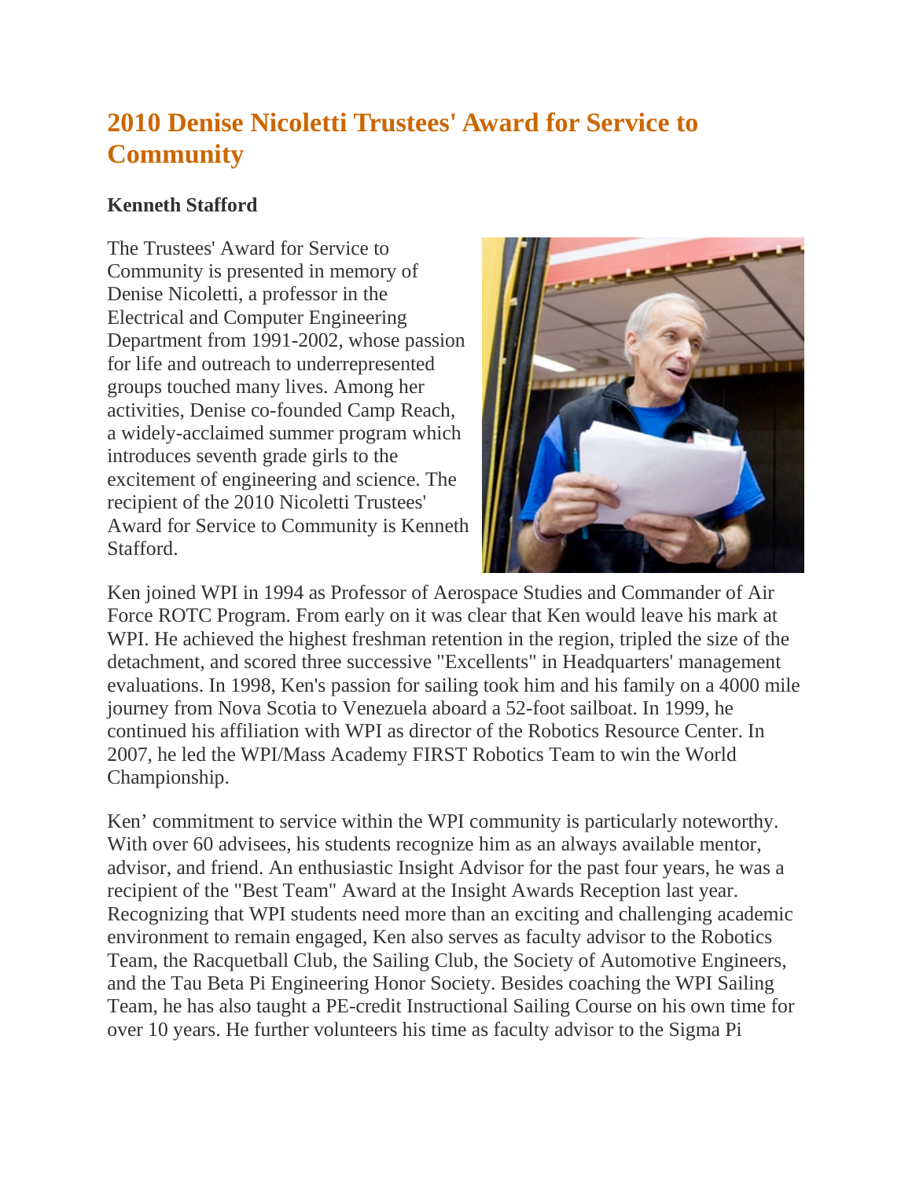# 2010 Denise Nicoletti Trustees' Award for Service to Community

**Kenneth Stafford**

The Trustees' Award for Service to Community is presented in memory of Denise Nicoletti, a professor in the Electrical and Computer Engineering Department from 1991-2002, whose passion for life and outreach to underrepresented groups touched many lives. Among her activities, Denise co-founded Camp Reach, a widely-acclaimed summer program which introduces seventh grade girls to the excitement of engineering and science. The recipient of the 2010 Nicoletti Trustees' Award for Service to Community is Kenneth Stafford.

Ken joined WPI in 1994 as Professor of Aerospace Studies and Commander of Air Force ROTC Program. From early on it was clear that Ken would leave his mark at WPI. He achieved the highest freshman retention in the region, tripled the size of the detachment, and scored three successive "Excellents" in Headquarters' management evaluations. In 1998, Ken's passion for sailing took him and his family on a 4000 mile journey from Nova Scotia to Venezuela aboard a 52-foot sailboat. In 1999, he continued his affiliation with WPI as director of the Robotics Resource Center. In 2007, he led the WPI/Mass Academy FIRST Robotics Team to win the World Championship.

Ken' commitment to service within the WPI community is particularly noteworthy. With over 60 advisees, his students recognize him as an always available mentor, advisor, and friend. An enthusiastic Insight Advisor for the past four years, he was a recipient of the "Best Team" Award at the Insight Awards Reception last year. Recognizing that WPI students need more than an exciting and challenging academic environment to remain engaged, Ken also serves as faculty advisor to the Robotics Team, the Racquetball Club, the Sailing Club, the Society of Automotive Engineers, and the Tau Beta Pi Engineering Honor Society. Besides coaching the WPI Sailing Team, he has also taught a PE-credit Instructional Sailing Course on his own time for over 10 years. He further volunteers his time as faculty advisor to the Sigma Pi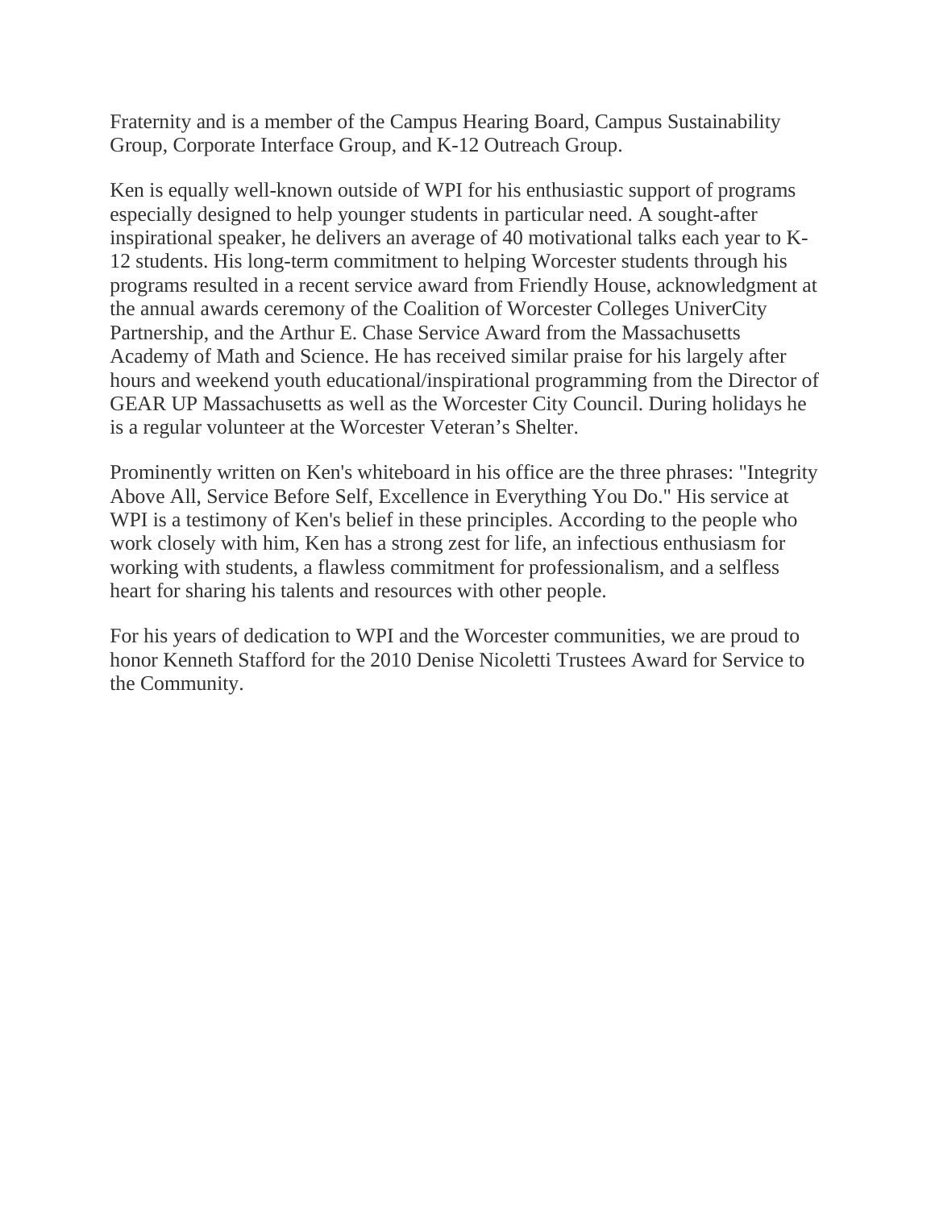Fraternity and is a member of the Campus Hearing Board, Campus Sustainability Group, Corporate Interface Group, and K-12 Outreach Group.

Ken is equally well-known outside of WPI for his enthusiastic support of programs especially designed to help younger students in particular need. A sought-after inspirational speaker, he delivers an average of 40 motivational talks each year to K-12 students. His long-term commitment to helping Worcester students through his programs resulted in a recent service award from Friendly House, acknowledgment at the annual awards ceremony of the Coalition of Worcester Colleges UniverCity Partnership, and the Arthur E. Chase Service Award from the Massachusetts Academy of Math and Science. He has received similar praise for his largely after hours and weekend youth educational/inspirational programming from the Director of GEAR UP Massachusetts as well as the Worcester City Council. During holidays he is a regular volunteer at the Worcester Veteran's Shelter.

Prominently written on Ken's whiteboard in his office are the three phrases: "Integrity Above All, Service Before Self, Excellence in Everything You Do." His service at WPI is a testimony of Ken's belief in these principles. According to the people who work closely with him, Ken has a strong zest for life, an infectious enthusiasm for working with students, a flawless commitment for professionalism, and a selfless heart for sharing his talents and resources with other people.

For his years of dedication to WPI and the Worcester communities, we are proud to honor Kenneth Stafford for the 2010 Denise Nicoletti Trustees Award for Service to the Community.